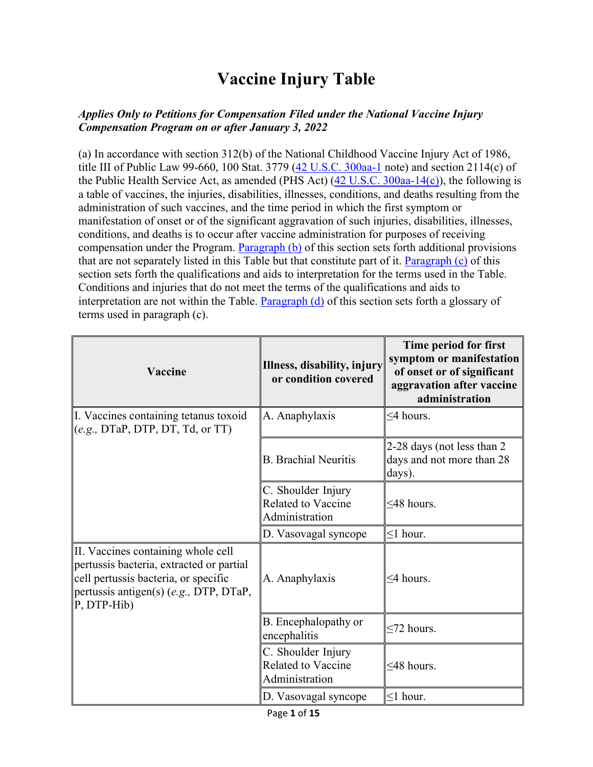# Vaccine Injury Table

***Applies Only to Petitions for Compensation Filed under the National Vaccine Injury Compensation Program on or after January 3, 2022***

(a) In accordance with section 312(b) of the National Childhood Vaccine Injury Act of 1986, title III of Public Law 99-660, 100 Stat. 3779 (42 U.S.C. 300aa-1 note) and section 2114(c) of the Public Health Service Act, as amended (PHS Act) (42 U.S.C. 300aa-14(c)), the following is a table of vaccines, the injuries, disabilities, illnesses, conditions, and deaths resulting from the administration of such vaccines, and the time period in which the first symptom or manifestation of onset or of the significant aggravation of such injuries, disabilities, illnesses, conditions, and deaths is to occur after vaccine administration for purposes of receiving compensation under the Program. Paragraph (b) of this section sets forth additional provisions that are not separately listed in this Table but that constitute part of it. Paragraph (c) of this section sets forth the qualifications and aids to interpretation for the terms used in the Table. Conditions and injuries that do not meet the terms of the qualifications and aids to interpretation are not within the Table. Paragraph (d) of this section sets forth a glossary of terms used in paragraph (c).

| Vaccine | Illness, disability, injury or condition covered | Time period for first symptom or manifestation of onset or of significant aggravation after vaccine administration |
|---|---|---|
| I. Vaccines containing tetanus toxoid (*e.g.,* DTaP, DTP, DT, Td, or TT) | A. Anaphylaxis | ≤4 hours. |
| | B. Brachial Neuritis | 2-28 days (not less than 2 days and not more than 28 days). |
| | C. Shoulder Injury Related to Vaccine Administration | ≤48 hours. |
| | D. Vasovagal syncope | ≤1 hour. |
| II. Vaccines containing whole cell pertussis bacteria, extracted or partial cell pertussis bacteria, or specific pertussis antigen(s) (*e.g.,* DTP, DTaP, P, DTP-Hib) | A. Anaphylaxis | ≤4 hours. |
| | B. Encephalopathy or encephalitis | ≤72 hours. |
| | C. Shoulder Injury Related to Vaccine Administration | ≤48 hours. |
| | D. Vasovagal syncope | ≤1 hour. |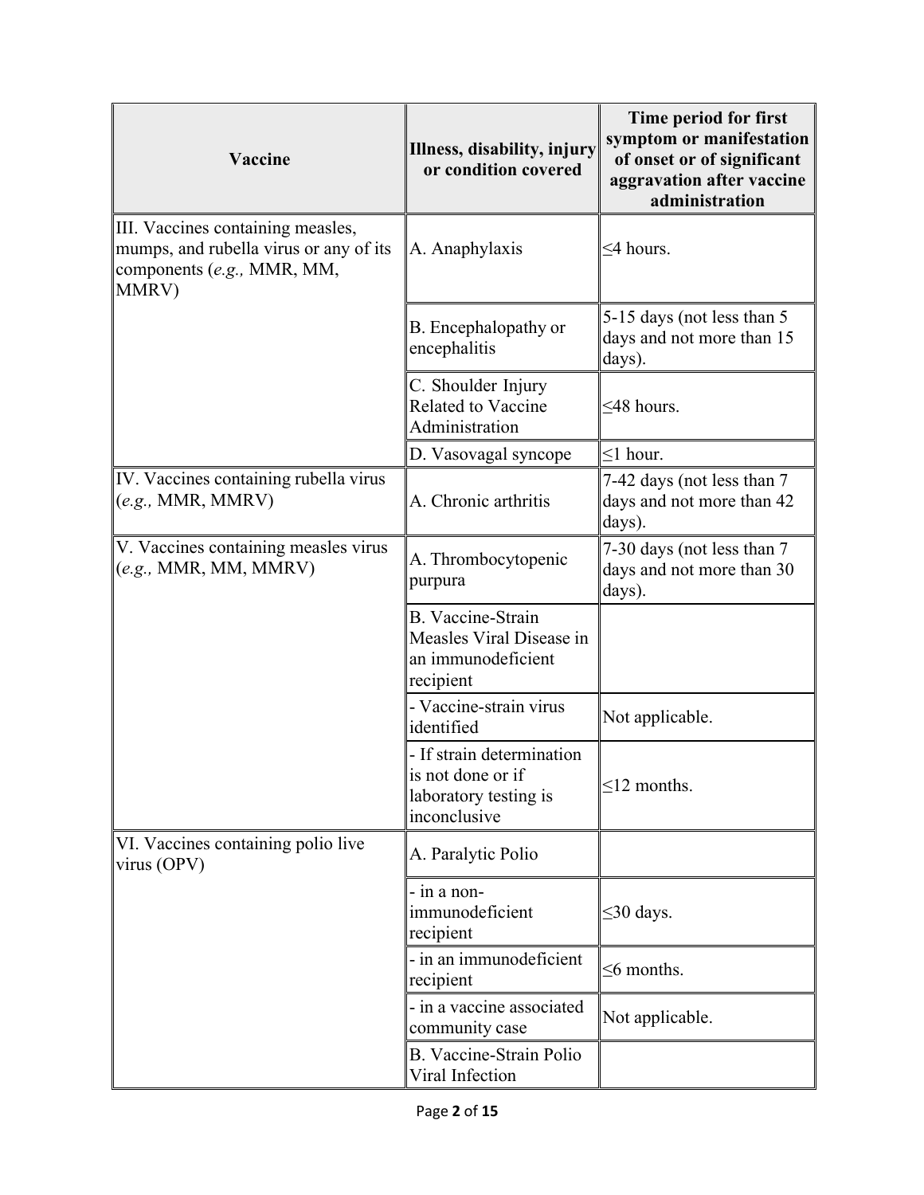| Vaccine | Illness, disability, injury or condition covered | Time period for first symptom or manifestation of onset or of significant aggravation after vaccine administration |
|---|---|---|
| III. Vaccines containing measles, mumps, and rubella virus or any of its components (*e.g.,* MMR, MM, MMRV) | A. Anaphylaxis | ≤4 hours. |
| | B. Encephalopathy or encephalitis | 5-15 days (not less than 5 days and not more than 15 days). |
| | C. Shoulder Injury Related to Vaccine Administration | ≤48 hours. |
| | D. Vasovagal syncope | ≤1 hour. |
| IV. Vaccines containing rubella virus (*e.g.,* MMR, MMRV) | A. Chronic arthritis | 7-42 days (not less than 7 days and not more than 42 days). |
| V. Vaccines containing measles virus (*e.g.,* MMR, MM, MMRV) | A. Thrombocytopenic purpura | 7-30 days (not less than 7 days and not more than 30 days). |
| | B. Vaccine-Strain Measles Viral Disease in an immunodeficient recipient | |
| | - Vaccine-strain virus identified | Not applicable. |
| | - If strain determination is not done or if laboratory testing is inconclusive | ≤12 months. |
| VI. Vaccines containing polio live virus (OPV) | A. Paralytic Polio | |
| | - in a non-immunodeficient recipient | ≤30 days. |
| | - in an immunodeficient recipient | ≤6 months. |
| | - in a vaccine associated community case | Not applicable. |
| | B. Vaccine-Strain Polio Viral Infection | |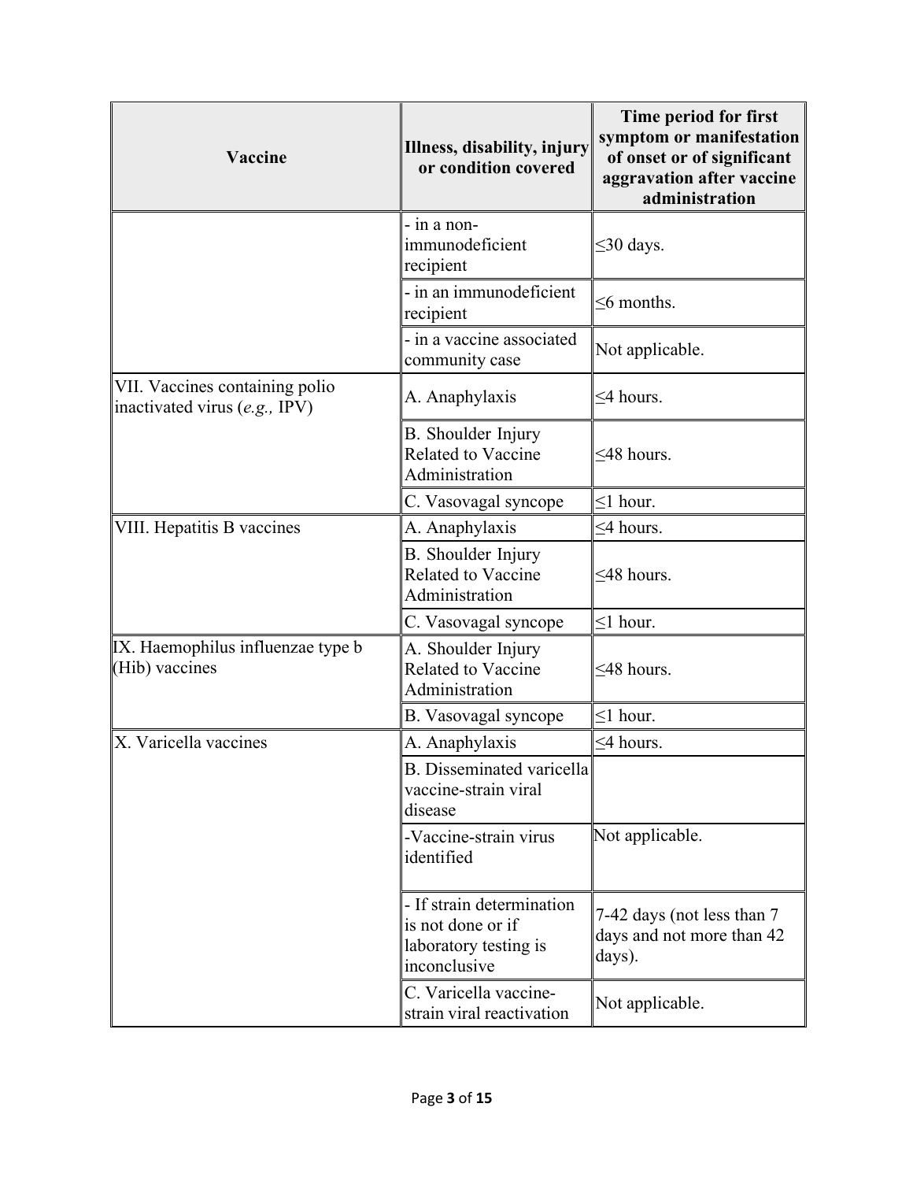| Vaccine | Illness, disability, injury or condition covered | Time period for first symptom or manifestation of onset or of significant aggravation after vaccine administration |
|---|---|---|
| | - in a non-immunodeficient recipient | ≤30 days. |
| | - in an immunodeficient recipient | ≤6 months. |
| | - in a vaccine associated community case | Not applicable. |
| VII. Vaccines containing polio inactivated virus (*e.g.,* IPV) | A. Anaphylaxis | ≤4 hours. |
| | B. Shoulder Injury Related to Vaccine Administration | ≤48 hours. |
| | C. Vasovagal syncope | ≤1 hour. |
| VIII. Hepatitis B vaccines | A. Anaphylaxis | ≤4 hours. |
| | B. Shoulder Injury Related to Vaccine Administration | ≤48 hours. |
| | C. Vasovagal syncope | ≤1 hour. |
| IX. Haemophilus influenzae type b (Hib) vaccines | A. Shoulder Injury Related to Vaccine Administration | ≤48 hours. |
| | B. Vasovagal syncope | ≤1 hour. |
| X. Varicella vaccines | A. Anaphylaxis | ≤4 hours. |
| | B. Disseminated varicella vaccine-strain viral disease | |
| | -Vaccine-strain virus identified | Not applicable. |
| | - If strain determination is not done or if laboratory testing is inconclusive | 7-42 days (not less than 7 days and not more than 42 days). |
| | C. Varicella vaccine-strain viral reactivation | Not applicable. |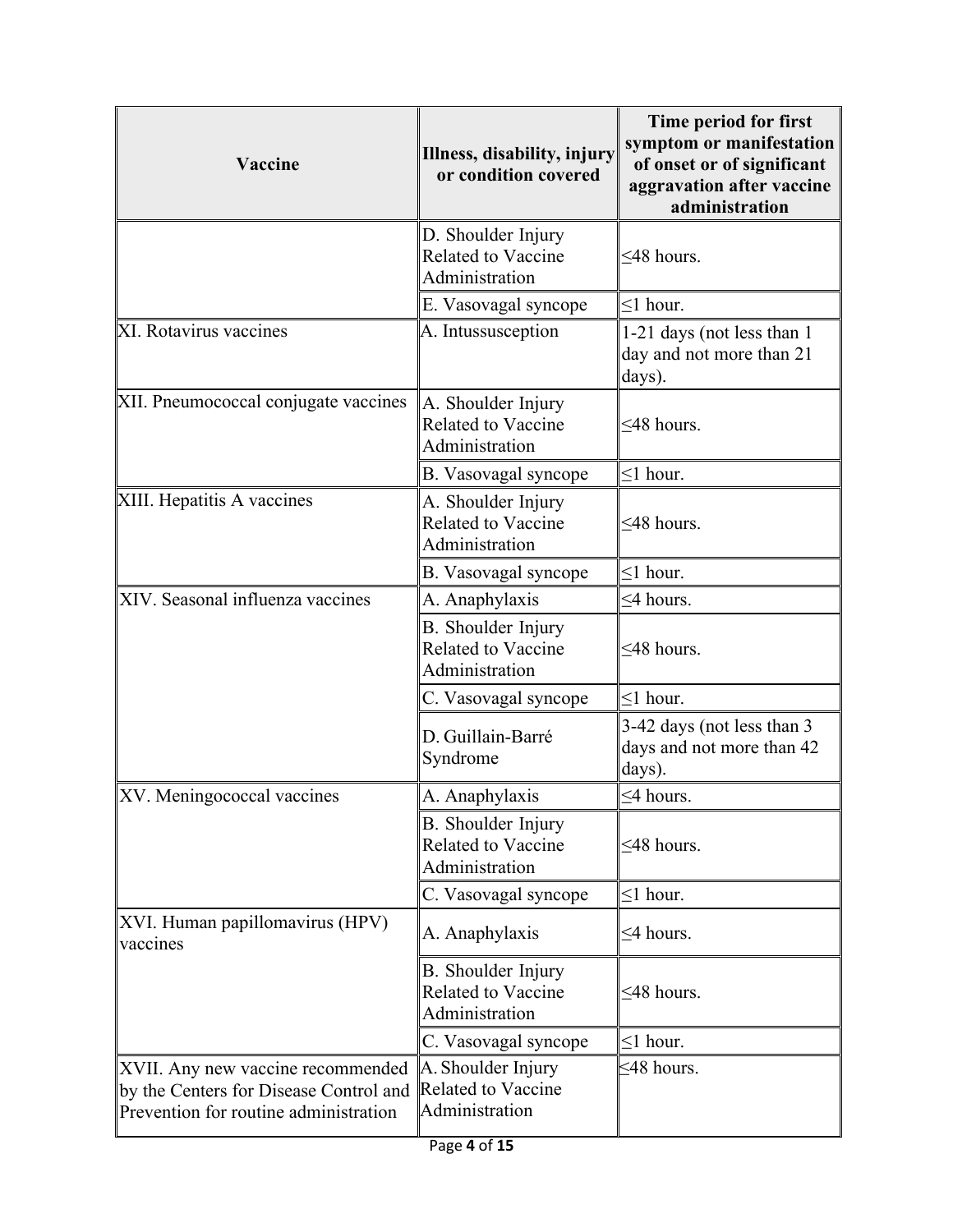| Vaccine | Illness, disability, injury or condition covered | Time period for first symptom or manifestation of onset or of significant aggravation after vaccine administration |
|---|---|---|
| | D. Shoulder Injury Related to Vaccine Administration | ≤48 hours. |
| | E. Vasovagal syncope | ≤1 hour. |
| XI. Rotavirus vaccines | A. Intussusception | 1-21 days (not less than 1 day and not more than 21 days). |
| XII. Pneumococcal conjugate vaccines | A. Shoulder Injury Related to Vaccine Administration | ≤48 hours. |
| | B. Vasovagal syncope | ≤1 hour. |
| XIII. Hepatitis A vaccines | A. Shoulder Injury Related to Vaccine Administration | ≤48 hours. |
| | B. Vasovagal syncope | ≤1 hour. |
| XIV. Seasonal influenza vaccines | A. Anaphylaxis | ≤4 hours. |
| | B. Shoulder Injury Related to Vaccine Administration | ≤48 hours. |
| | C. Vasovagal syncope | ≤1 hour. |
| | D. Guillain-Barré Syndrome | 3-42 days (not less than 3 days and not more than 42 days). |
| XV. Meningococcal vaccines | A. Anaphylaxis | ≤4 hours. |
| | B. Shoulder Injury Related to Vaccine Administration | ≤48 hours. |
| | C. Vasovagal syncope | ≤1 hour. |
| XVI. Human papillomavirus (HPV) vaccines | A. Anaphylaxis | ≤4 hours. |
| | B. Shoulder Injury Related to Vaccine Administration | ≤48 hours. |
| | C. Vasovagal syncope | ≤1 hour. |
| XVII. Any new vaccine recommended by the Centers for Disease Control and Prevention for routine administration | A. Shoulder Injury Related to Vaccine Administration | ≤48 hours. |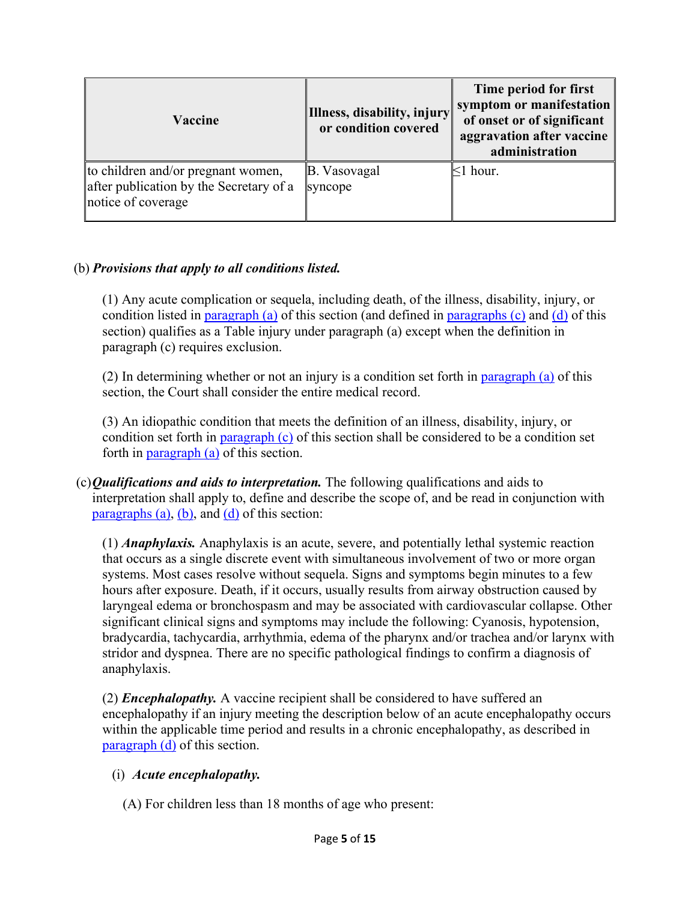| Vaccine | Illness, disability, injury or condition covered | Time period for first symptom or manifestation of onset or of significant aggravation after vaccine administration |
| --- | --- | --- |
| to children and/or pregnant women, after publication by the Secretary of a notice of coverage | B. Vasovagal syncope | ≤1 hour. |

(b) ***Provisions that apply to all conditions listed.***

(1) Any acute complication or sequela, including death, of the illness, disability, injury, or condition listed in paragraph (a) of this section (and defined in paragraphs (c) and (d) of this section) qualifies as a Table injury under paragraph (a) except when the definition in paragraph (c) requires exclusion.

(2) In determining whether or not an injury is a condition set forth in paragraph (a) of this section, the Court shall consider the entire medical record.

(3) An idiopathic condition that meets the definition of an illness, disability, injury, or condition set forth in paragraph (c) of this section shall be considered to be a condition set forth in paragraph (a) of this section.

(c) ***Qualifications and aids to interpretation.*** The following qualifications and aids to interpretation shall apply to, define and describe the scope of, and be read in conjunction with paragraphs (a), (b), and (d) of this section:

(1) ***Anaphylaxis.*** Anaphylaxis is an acute, severe, and potentially lethal systemic reaction that occurs as a single discrete event with simultaneous involvement of two or more organ systems. Most cases resolve without sequela. Signs and symptoms begin minutes to a few hours after exposure. Death, if it occurs, usually results from airway obstruction caused by laryngeal edema or bronchospasm and may be associated with cardiovascular collapse. Other significant clinical signs and symptoms may include the following: Cyanosis, hypotension, bradycardia, tachycardia, arrhythmia, edema of the pharynx and/or trachea and/or larynx with stridor and dyspnea. There are no specific pathological findings to confirm a diagnosis of anaphylaxis.

(2) ***Encephalopathy.*** A vaccine recipient shall be considered to have suffered an encephalopathy if an injury meeting the description below of an acute encephalopathy occurs within the applicable time period and results in a chronic encephalopathy, as described in paragraph (d) of this section.

(i) ***Acute encephalopathy.***

(A) For children less than 18 months of age who present: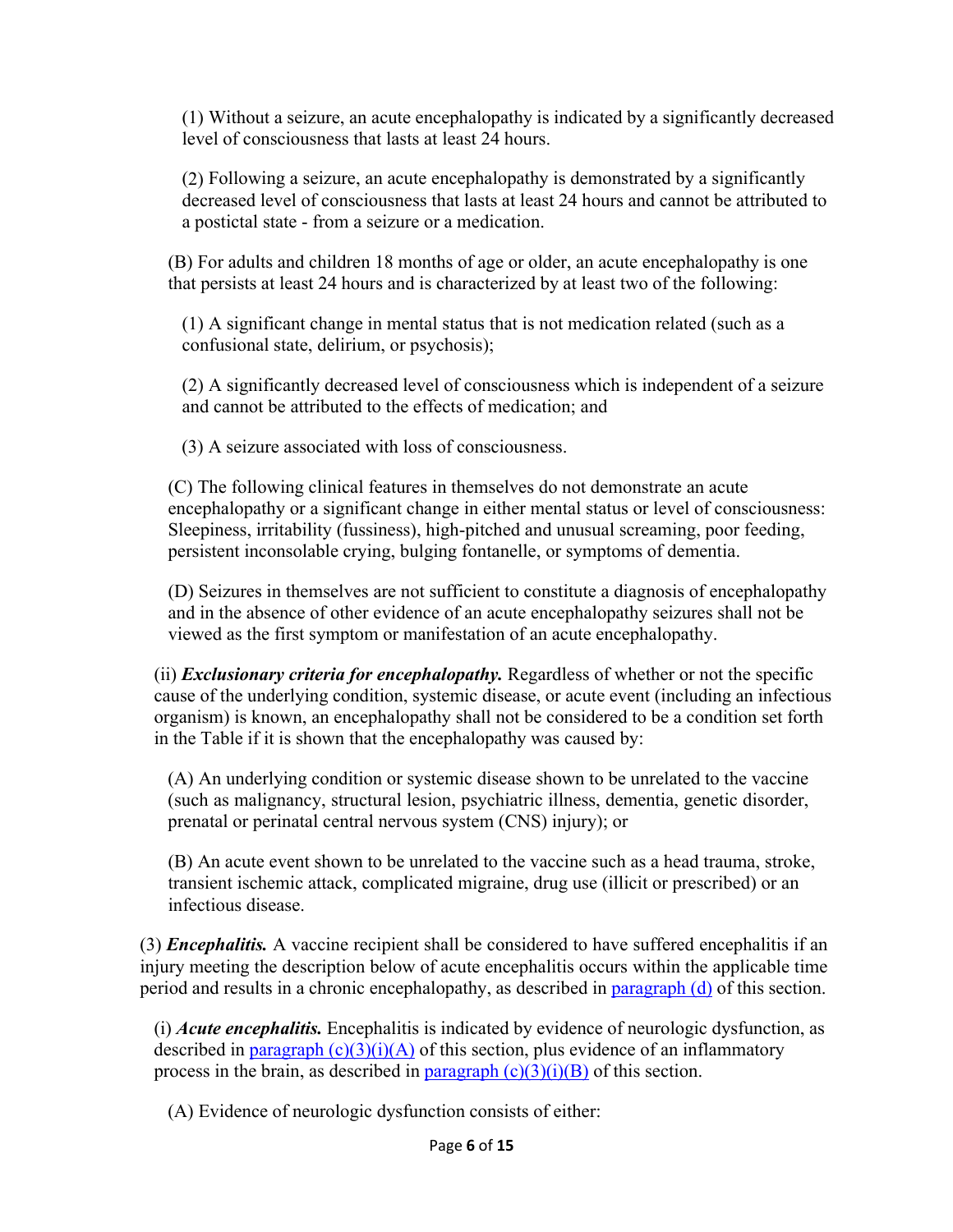(1) Without a seizure, an acute encephalopathy is indicated by a significantly decreased level of consciousness that lasts at least 24 hours.

(2) Following a seizure, an acute encephalopathy is demonstrated by a significantly decreased level of consciousness that lasts at least 24 hours and cannot be attributed to a postictal state - from a seizure or a medication.

(B) For adults and children 18 months of age or older, an acute encephalopathy is one that persists at least 24 hours and is characterized by at least two of the following:

(1) A significant change in mental status that is not medication related (such as a confusional state, delirium, or psychosis);

(2) A significantly decreased level of consciousness which is independent of a seizure and cannot be attributed to the effects of medication; and

(3) A seizure associated with loss of consciousness.

(C) The following clinical features in themselves do not demonstrate an acute encephalopathy or a significant change in either mental status or level of consciousness: Sleepiness, irritability (fussiness), high-pitched and unusual screaming, poor feeding, persistent inconsolable crying, bulging fontanelle, or symptoms of dementia.

(D) Seizures in themselves are not sufficient to constitute a diagnosis of encephalopathy and in the absence of other evidence of an acute encephalopathy seizures shall not be viewed as the first symptom or manifestation of an acute encephalopathy.

(ii) ***Exclusionary criteria for encephalopathy.*** Regardless of whether or not the specific cause of the underlying condition, systemic disease, or acute event (including an infectious organism) is known, an encephalopathy shall not be considered to be a condition set forth in the Table if it is shown that the encephalopathy was caused by:

(A) An underlying condition or systemic disease shown to be unrelated to the vaccine (such as malignancy, structural lesion, psychiatric illness, dementia, genetic disorder, prenatal or perinatal central nervous system (CNS) injury); or

(B) An acute event shown to be unrelated to the vaccine such as a head trauma, stroke, transient ischemic attack, complicated migraine, drug use (illicit or prescribed) or an infectious disease.

(3) ***Encephalitis.*** A vaccine recipient shall be considered to have suffered encephalitis if an injury meeting the description below of acute encephalitis occurs within the applicable time period and results in a chronic encephalopathy, as described in paragraph (d) of this section.

(i) ***Acute encephalitis.*** Encephalitis is indicated by evidence of neurologic dysfunction, as described in paragraph (c)(3)(i)(A) of this section, plus evidence of an inflammatory process in the brain, as described in paragraph (c)(3)(i)(B) of this section.

(A) Evidence of neurologic dysfunction consists of either: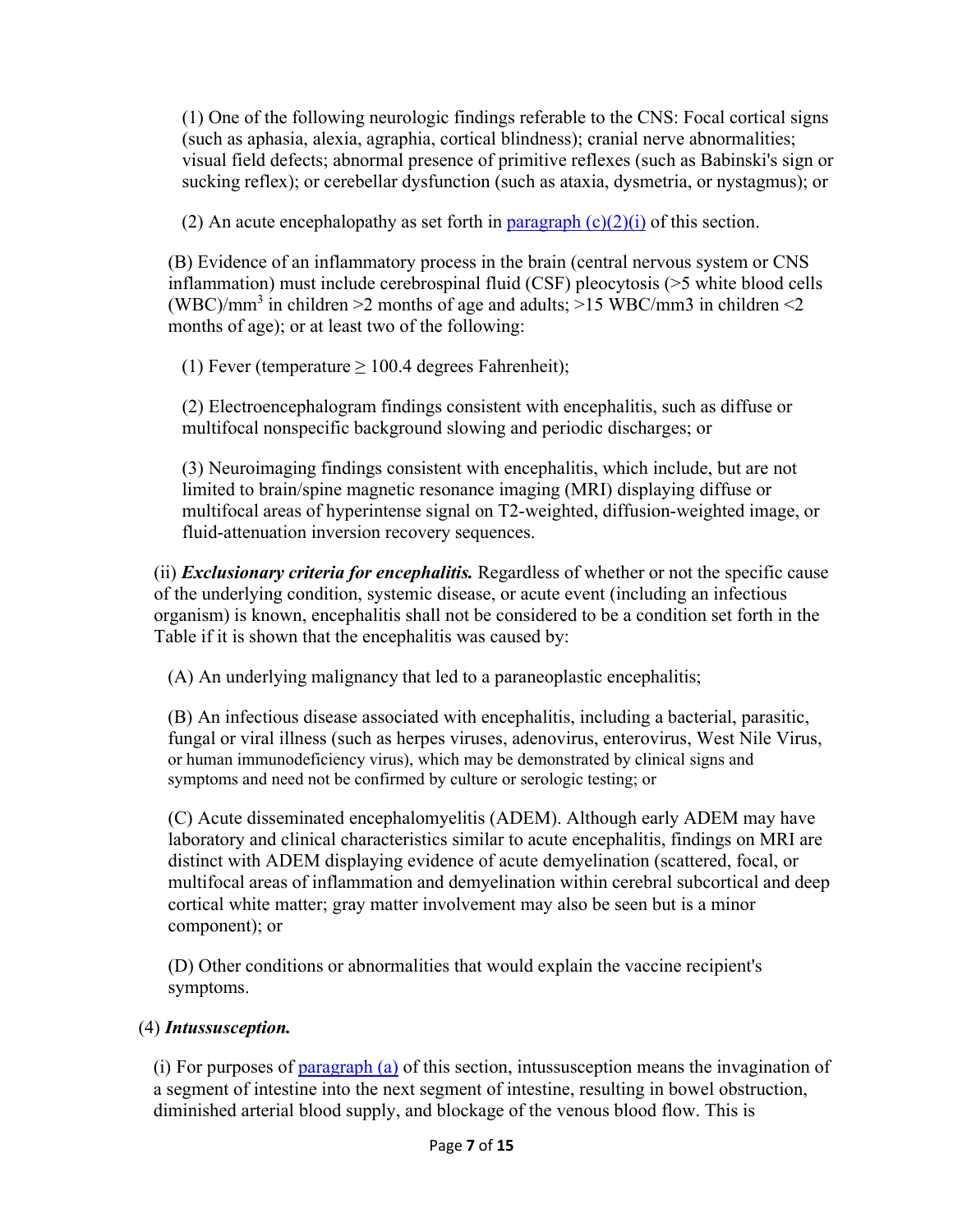(1) One of the following neurologic findings referable to the CNS: Focal cortical signs (such as aphasia, alexia, agraphia, cortical blindness); cranial nerve abnormalities; visual field defects; abnormal presence of primitive reflexes (such as Babinski's sign or sucking reflex); or cerebellar dysfunction (such as ataxia, dysmetria, or nystagmus); or

(2) An acute encephalopathy as set forth in [paragraph (c)(2)(i)]() of this section.

(B) Evidence of an inflammatory process in the brain (central nervous system or CNS inflammation) must include cerebrospinal fluid (CSF) pleocytosis (>5 white blood cells (WBC)/mm$^3$ in children >2 months of age and adults; >15 WBC/mm3 in children <2 months of age); or at least two of the following:

(1) Fever (temperature ≥ 100.4 degrees Fahrenheit);

(2) Electroencephalogram findings consistent with encephalitis, such as diffuse or multifocal nonspecific background slowing and periodic discharges; or

(3) Neuroimaging findings consistent with encephalitis, which include, but are not limited to brain/spine magnetic resonance imaging (MRI) displaying diffuse or multifocal areas of hyperintense signal on T2-weighted, diffusion-weighted image, or fluid-attenuation inversion recovery sequences.

(ii) ***Exclusionary criteria for encephalitis.*** Regardless of whether or not the specific cause of the underlying condition, systemic disease, or acute event (including an infectious organism) is known, encephalitis shall not be considered to be a condition set forth in the Table if it is shown that the encephalitis was caused by:

(A) An underlying malignancy that led to a paraneoplastic encephalitis;

(B) An infectious disease associated with encephalitis, including a bacterial, parasitic, fungal or viral illness (such as herpes viruses, adenovirus, enterovirus, West Nile Virus, or human immunodeficiency virus), which may be demonstrated by clinical signs and symptoms and need not be confirmed by culture or serologic testing; or

(C) Acute disseminated encephalomyelitis (ADEM). Although early ADEM may have laboratory and clinical characteristics similar to acute encephalitis, findings on MRI are distinct with ADEM displaying evidence of acute demyelination (scattered, focal, or multifocal areas of inflammation and demyelination within cerebral subcortical and deep cortical white matter; gray matter involvement may also be seen but is a minor component); or

(D) Other conditions or abnormalities that would explain the vaccine recipient's symptoms.

(4) ***Intussusception.***

(i) For purposes of [paragraph (a)]() of this section, intussusception means the invagination of a segment of intestine into the next segment of intestine, resulting in bowel obstruction, diminished arterial blood supply, and blockage of the venous blood flow. This is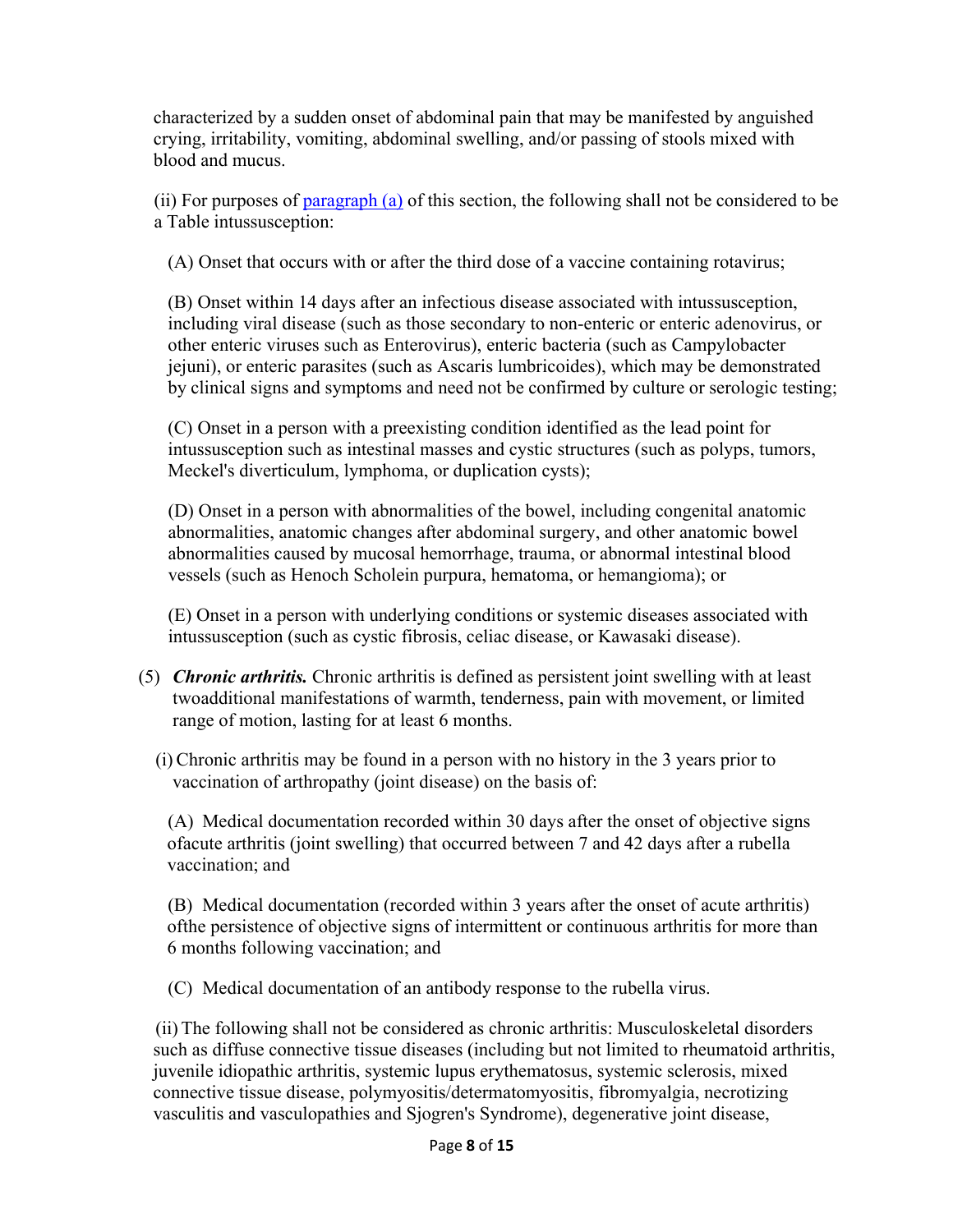characterized by a sudden onset of abdominal pain that may be manifested by anguished crying, irritability, vomiting, abdominal swelling, and/or passing of stools mixed with blood and mucus.

(ii) For purposes of [paragraph (a)](#) of this section, the following shall not be considered to be a Table intussusception:

(A) Onset that occurs with or after the third dose of a vaccine containing rotavirus;

(B) Onset within 14 days after an infectious disease associated with intussusception, including viral disease (such as those secondary to non-enteric or enteric adenovirus, or other enteric viruses such as Enterovirus), enteric bacteria (such as Campylobacter jejuni), or enteric parasites (such as Ascaris lumbricoides), which may be demonstrated by clinical signs and symptoms and need not be confirmed by culture or serologic testing;

(C) Onset in a person with a preexisting condition identified as the lead point for intussusception such as intestinal masses and cystic structures (such as polyps, tumors, Meckel's diverticulum, lymphoma, or duplication cysts);

(D) Onset in a person with abnormalities of the bowel, including congenital anatomic abnormalities, anatomic changes after abdominal surgery, and other anatomic bowel abnormalities caused by mucosal hemorrhage, trauma, or abnormal intestinal blood vessels (such as Henoch Scholein purpura, hematoma, or hemangioma); or

(E) Onset in a person with underlying conditions or systemic diseases associated with intussusception (such as cystic fibrosis, celiac disease, or Kawasaki disease).

(5) ***Chronic arthritis.*** Chronic arthritis is defined as persistent joint swelling with at least twoadditional manifestations of warmth, tenderness, pain with movement, or limited range of motion, lasting for at least 6 months.

(i) Chronic arthritis may be found in a person with no history in the 3 years prior to vaccination of arthropathy (joint disease) on the basis of:

(A) Medical documentation recorded within 30 days after the onset of objective signs ofacute arthritis (joint swelling) that occurred between 7 and 42 days after a rubella vaccination; and

(B) Medical documentation (recorded within 3 years after the onset of acute arthritis) ofthe persistence of objective signs of intermittent or continuous arthritis for more than 6 months following vaccination; and

(C) Medical documentation of an antibody response to the rubella virus.

(ii) The following shall not be considered as chronic arthritis: Musculoskeletal disorders such as diffuse connective tissue diseases (including but not limited to rheumatoid arthritis, juvenile idiopathic arthritis, systemic lupus erythematosus, systemic sclerosis, mixed connective tissue disease, polymyositis/determatomyositis, fibromyalgia, necrotizing vasculitis and vasculopathies and Sjogren's Syndrome), degenerative joint disease,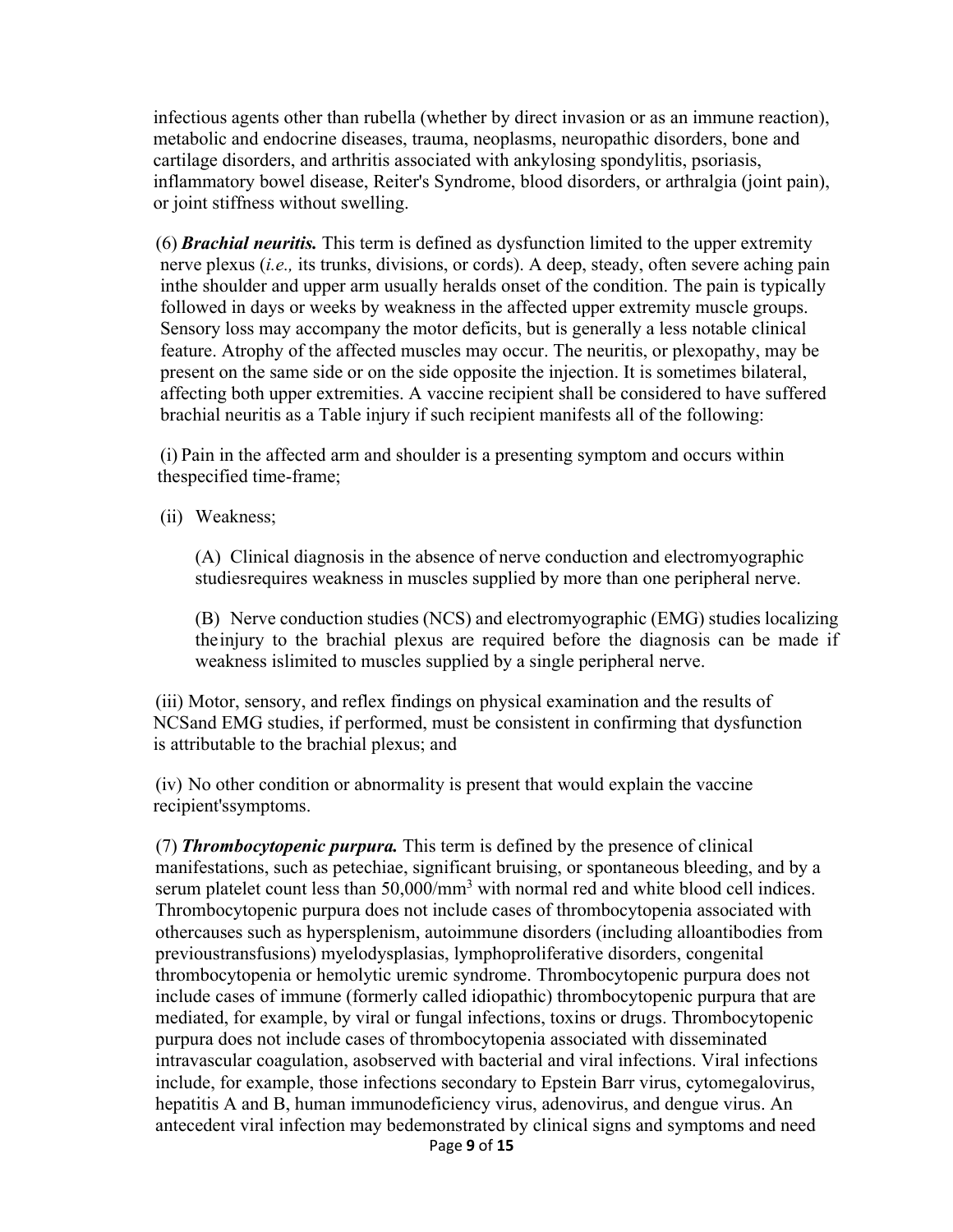infectious agents other than rubella (whether by direct invasion or as an immune reaction), metabolic and endocrine diseases, trauma, neoplasms, neuropathic disorders, bone and cartilage disorders, and arthritis associated with ankylosing spondylitis, psoriasis, inflammatory bowel disease, Reiter's Syndrome, blood disorders, or arthralgia (joint pain), or joint stiffness without swelling.

(6) ***Brachial neuritis.*** This term is defined as dysfunction limited to the upper extremity nerve plexus (*i.e.,* its trunks, divisions, or cords). A deep, steady, often severe aching pain inthe shoulder and upper arm usually heralds onset of the condition. The pain is typically followed in days or weeks by weakness in the affected upper extremity muscle groups. Sensory loss may accompany the motor deficits, but is generally a less notable clinical feature. Atrophy of the affected muscles may occur. The neuritis, or plexopathy, may be present on the same side or on the side opposite the injection. It is sometimes bilateral, affecting both upper extremities. A vaccine recipient shall be considered to have suffered brachial neuritis as a Table injury if such recipient manifests all of the following:

(i) Pain in the affected arm and shoulder is a presenting symptom and occurs within thespecified time-frame;

(ii) Weakness;

(A) Clinical diagnosis in the absence of nerve conduction and electromyographic studiesrequires weakness in muscles supplied by more than one peripheral nerve.

(B) Nerve conduction studies (NCS) and electromyographic (EMG) studies localizing theinjury to the brachial plexus are required before the diagnosis can be made if weakness islimited to muscles supplied by a single peripheral nerve.

(iii) Motor, sensory, and reflex findings on physical examination and the results of NCSand EMG studies, if performed, must be consistent in confirming that dysfunction is attributable to the brachial plexus; and

(iv) No other condition or abnormality is present that would explain the vaccine recipient'ssymptoms.

(7) ***Thrombocytopenic purpura.*** This term is defined by the presence of clinical manifestations, such as petechiae, significant bruising, or spontaneous bleeding, and by a serum platelet count less than 50,000/mm$^3$ with normal red and white blood cell indices. Thrombocytopenic purpura does not include cases of thrombocytopenia associated with othercauses such as hypersplenism, autoimmune disorders (including alloantibodies from previoustransfusions) myelodysplasias, lymphoproliferative disorders, congenital thrombocytopenia or hemolytic uremic syndrome. Thrombocytopenic purpura does not include cases of immune (formerly called idiopathic) thrombocytopenic purpura that are mediated, for example, by viral or fungal infections, toxins or drugs. Thrombocytopenic purpura does not include cases of thrombocytopenia associated with disseminated intravascular coagulation, asobserved with bacterial and viral infections. Viral infections include, for example, those infections secondary to Epstein Barr virus, cytomegalovirus, hepatitis A and B, human immunodeficiency virus, adenovirus, and dengue virus. An antecedent viral infection may bedemonstrated by clinical signs and symptoms and need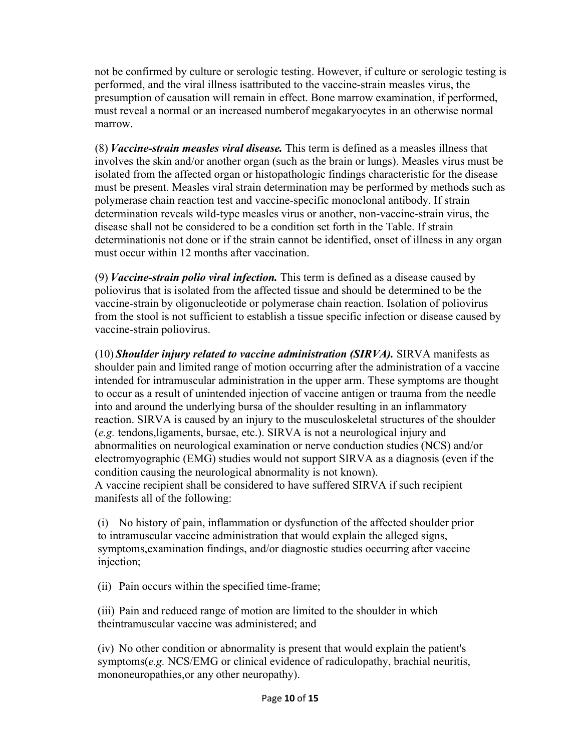not be confirmed by culture or serologic testing. However, if culture or serologic testing is performed, and the viral illness isattributed to the vaccine-strain measles virus, the presumption of causation will remain in effect. Bone marrow examination, if performed, must reveal a normal or an increased numberof megakaryocytes in an otherwise normal marrow.

(8) ***Vaccine-strain measles viral disease.*** This term is defined as a measles illness that involves the skin and/or another organ (such as the brain or lungs). Measles virus must be isolated from the affected organ or histopathologic findings characteristic for the disease must be present. Measles viral strain determination may be performed by methods such as polymerase chain reaction test and vaccine-specific monoclonal antibody. If strain determination reveals wild-type measles virus or another, non-vaccine-strain virus, the disease shall not be considered to be a condition set forth in the Table. If strain determinationis not done or if the strain cannot be identified, onset of illness in any organ must occur within 12 months after vaccination.

(9) ***Vaccine-strain polio viral infection.*** This term is defined as a disease caused by poliovirus that is isolated from the affected tissue and should be determined to be the vaccine-strain by oligonucleotide or polymerase chain reaction. Isolation of poliovirus from the stool is not sufficient to establish a tissue specific infection or disease caused by vaccine-strain poliovirus.

(10) ***Shoulder injury related to vaccine administration (SIRVA).*** SIRVA manifests as shoulder pain and limited range of motion occurring after the administration of a vaccine intended for intramuscular administration in the upper arm. These symptoms are thought to occur as a result of unintended injection of vaccine antigen or trauma from the needle into and around the underlying bursa of the shoulder resulting in an inflammatory reaction. SIRVA is caused by an injury to the musculoskeletal structures of the shoulder (*e.g.* tendons,ligaments, bursae, etc.). SIRVA is not a neurological injury and abnormalities on neurological examination or nerve conduction studies (NCS) and/or electromyographic (EMG) studies would not support SIRVA as a diagnosis (even if the condition causing the neurological abnormality is not known).
A vaccine recipient shall be considered to have suffered SIRVA if such recipient manifests all of the following:

(i) No history of pain, inflammation or dysfunction of the affected shoulder prior to intramuscular vaccine administration that would explain the alleged signs, symptoms,examination findings, and/or diagnostic studies occurring after vaccine injection;

(ii) Pain occurs within the specified time-frame;

(iii) Pain and reduced range of motion are limited to the shoulder in which theintramuscular vaccine was administered; and

(iv) No other condition or abnormality is present that would explain the patient's symptoms(*e.g.* NCS/EMG or clinical evidence of radiculopathy, brachial neuritis, mononeuropathies,or any other neuropathy).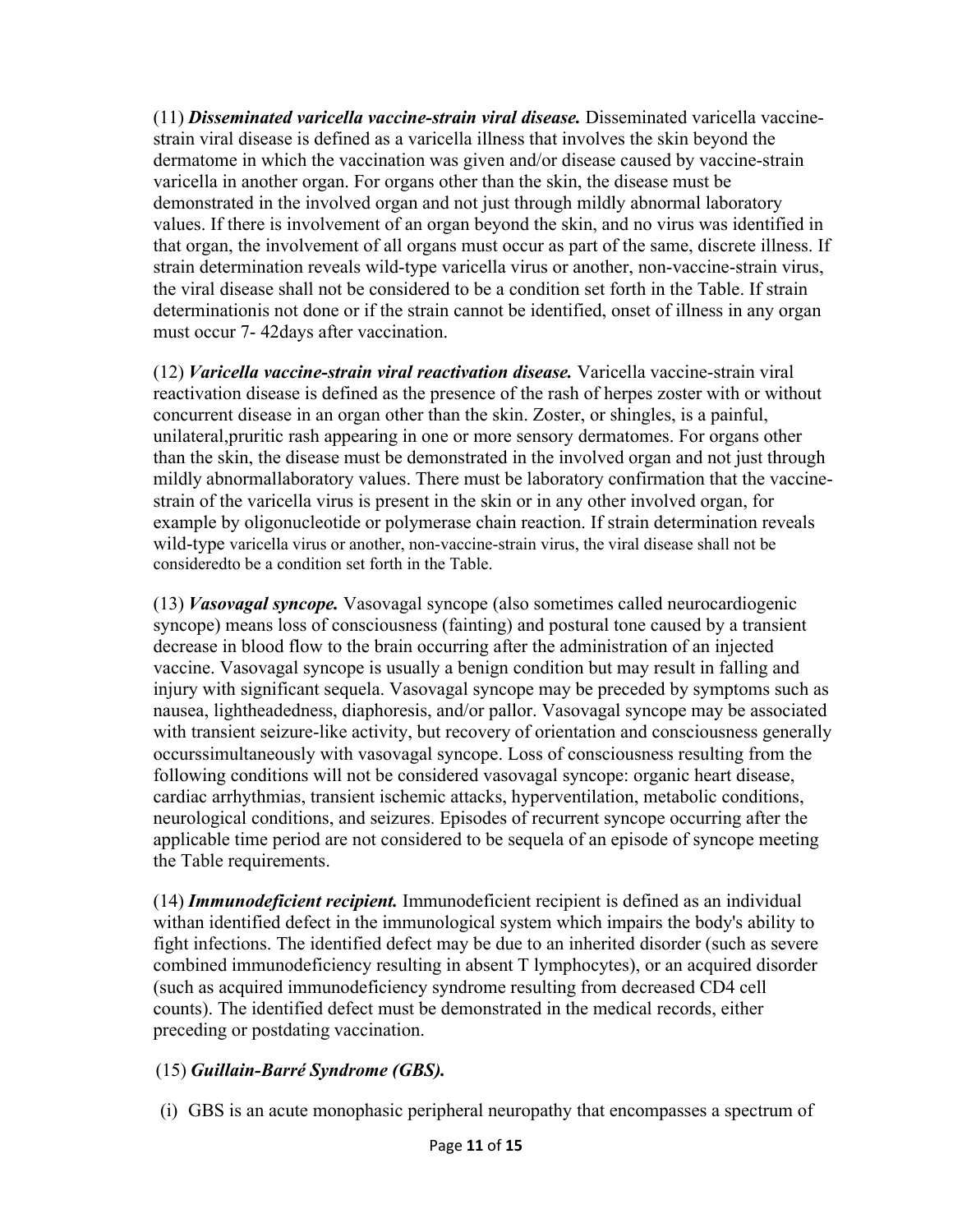(11) ***Disseminated varicella vaccine-strain viral disease.*** Disseminated varicella vaccine-strain viral disease is defined as a varicella illness that involves the skin beyond the dermatome in which the vaccination was given and/or disease caused by vaccine-strain varicella in another organ. For organs other than the skin, the disease must be demonstrated in the involved organ and not just through mildly abnormal laboratory values. If there is involvement of an organ beyond the skin, and no virus was identified in that organ, the involvement of all organs must occur as part of the same, discrete illness. If strain determination reveals wild-type varicella virus or another, non-vaccine-strain virus, the viral disease shall not be considered to be a condition set forth in the Table. If strain determinationis not done or if the strain cannot be identified, onset of illness in any organ must occur 7- 42days after vaccination.

(12) ***Varicella vaccine-strain viral reactivation disease.*** Varicella vaccine-strain viral reactivation disease is defined as the presence of the rash of herpes zoster with or without concurrent disease in an organ other than the skin. Zoster, or shingles, is a painful, unilateral,pruritic rash appearing in one or more sensory dermatomes. For organs other than the skin, the disease must be demonstrated in the involved organ and not just through mildly abnormallaboratory values. There must be laboratory confirmation that the vaccine-strain of the varicella virus is present in the skin or in any other involved organ, for example by oligonucleotide or polymerase chain reaction. If strain determination reveals wild-type varicella virus or another, non-vaccine-strain virus, the viral disease shall not be consideredto be a condition set forth in the Table.

(13) ***Vasovagal syncope.*** Vasovagal syncope (also sometimes called neurocardiogenic syncope) means loss of consciousness (fainting) and postural tone caused by a transient decrease in blood flow to the brain occurring after the administration of an injected vaccine. Vasovagal syncope is usually a benign condition but may result in falling and injury with significant sequela. Vasovagal syncope may be preceded by symptoms such as nausea, lightheadedness, diaphoresis, and/or pallor. Vasovagal syncope may be associated with transient seizure-like activity, but recovery of orientation and consciousness generally occurssimultaneously with vasovagal syncope. Loss of consciousness resulting from the following conditions will not be considered vasovagal syncope: organic heart disease, cardiac arrhythmias, transient ischemic attacks, hyperventilation, metabolic conditions, neurological conditions, and seizures. Episodes of recurrent syncope occurring after the applicable time period are not considered to be sequela of an episode of syncope meeting the Table requirements.

(14) ***Immunodeficient recipient.*** Immunodeficient recipient is defined as an individual withan identified defect in the immunological system which impairs the body's ability to fight infections. The identified defect may be due to an inherited disorder (such as severe combined immunodeficiency resulting in absent T lymphocytes), or an acquired disorder (such as acquired immunodeficiency syndrome resulting from decreased CD4 cell counts). The identified defect must be demonstrated in the medical records, either preceding or postdating vaccination.

(15) ***Guillain-Barré Syndrome (GBS).***

(i) GBS is an acute monophasic peripheral neuropathy that encompasses a spectrum of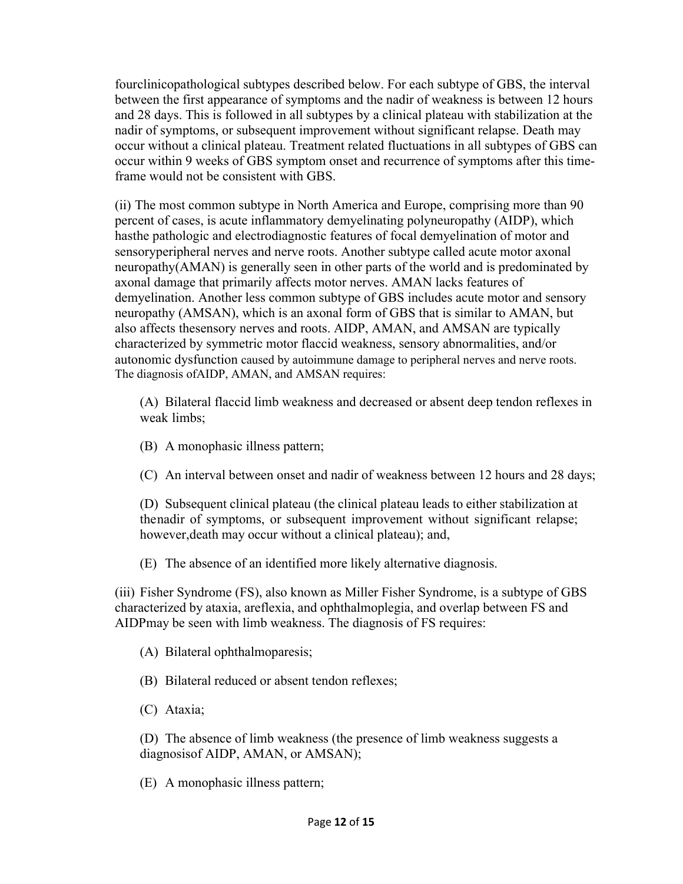fourclinicopathological subtypes described below. For each subtype of GBS, the interval between the first appearance of symptoms and the nadir of weakness is between 12 hours and 28 days. This is followed in all subtypes by a clinical plateau with stabilization at the nadir of symptoms, or subsequent improvement without significant relapse. Death may occur without a clinical plateau. Treatment related fluctuations in all subtypes of GBS can occur within 9 weeks of GBS symptom onset and recurrence of symptoms after this time-frame would not be consistent with GBS.

(ii) The most common subtype in North America and Europe, comprising more than 90 percent of cases, is acute inflammatory demyelinating polyneuropathy (AIDP), which hasthe pathologic and electrodiagnostic features of focal demyelination of motor and sensoryperipheral nerves and nerve roots. Another subtype called acute motor axonal neuropathy(AMAN) is generally seen in other parts of the world and is predominated by axonal damage that primarily affects motor nerves. AMAN lacks features of demyelination. Another less common subtype of GBS includes acute motor and sensory neuropathy (AMSAN), which is an axonal form of GBS that is similar to AMAN, but also affects thesensory nerves and roots. AIDP, AMAN, and AMSAN are typically characterized by symmetric motor flaccid weakness, sensory abnormalities, and/or autonomic dysfunction caused by autoimmune damage to peripheral nerves and nerve roots. The diagnosis ofAIDP, AMAN, and AMSAN requires:

(A) Bilateral flaccid limb weakness and decreased or absent deep tendon reflexes in weak limbs;

(B) A monophasic illness pattern;

(C) An interval between onset and nadir of weakness between 12 hours and 28 days;

(D) Subsequent clinical plateau (the clinical plateau leads to either stabilization at thenadir of symptoms, or subsequent improvement without significant relapse; however,death may occur without a clinical plateau); and,

(E) The absence of an identified more likely alternative diagnosis.

(iii) Fisher Syndrome (FS), also known as Miller Fisher Syndrome, is a subtype of GBS characterized by ataxia, areflexia, and ophthalmoplegia, and overlap between FS and AIDPmay be seen with limb weakness. The diagnosis of FS requires:

(A) Bilateral ophthalmoparesis;

(B) Bilateral reduced or absent tendon reflexes;

(C) Ataxia;

(D) The absence of limb weakness (the presence of limb weakness suggests a diagnosisof AIDP, AMAN, or AMSAN);

(E) A monophasic illness pattern;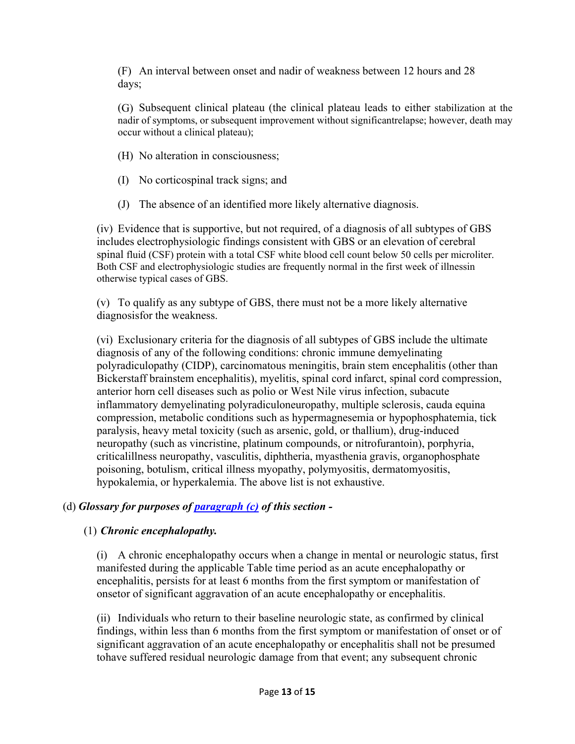(F) An interval between onset and nadir of weakness between 12 hours and 28 days;

(G) Subsequent clinical plateau (the clinical plateau leads to either stabilization at the nadir of symptoms, or subsequent improvement without significantrelapse; however, death may occur without a clinical plateau);

(H) No alteration in consciousness;

(I) No corticospinal track signs; and

(J) The absence of an identified more likely alternative diagnosis.

(iv) Evidence that is supportive, but not required, of a diagnosis of all subtypes of GBS includes electrophysiologic findings consistent with GBS or an elevation of cerebral spinal fluid (CSF) protein with a total CSF white blood cell count below 50 cells per microliter. Both CSF and electrophysiologic studies are frequently normal in the first week of illnessin otherwise typical cases of GBS.

(v) To qualify as any subtype of GBS, there must not be a more likely alternative diagnosisfor the weakness.

(vi) Exclusionary criteria for the diagnosis of all subtypes of GBS include the ultimate diagnosis of any of the following conditions: chronic immune demyelinating polyradiculopathy (CIDP), carcinomatous meningitis, brain stem encephalitis (other than Bickerstaff brainstem encephalitis), myelitis, spinal cord infarct, spinal cord compression, anterior horn cell diseases such as polio or West Nile virus infection, subacute inflammatory demyelinating polyradiculoneuropathy, multiple sclerosis, cauda equina compression, metabolic conditions such as hypermagnesemia or hypophosphatemia, tick paralysis, heavy metal toxicity (such as arsenic, gold, or thallium), drug-induced neuropathy (such as vincristine, platinum compounds, or nitrofurantoin), porphyria, criticalillness neuropathy, vasculitis, diphtheria, myasthenia gravis, organophosphate poisoning, botulism, critical illness myopathy, polymyositis, dermatomyositis, hypokalemia, or hyperkalemia. The above list is not exhaustive.

(d) ***Glossary for purposes of paragraph (c) of this section -***

(1) ***Chronic encephalopathy.***

(i) A chronic encephalopathy occurs when a change in mental or neurologic status, first manifested during the applicable Table time period as an acute encephalopathy or encephalitis, persists for at least 6 months from the first symptom or manifestation of onsetor of significant aggravation of an acute encephalopathy or encephalitis.

(ii) Individuals who return to their baseline neurologic state, as confirmed by clinical findings, within less than 6 months from the first symptom or manifestation of onset or of significant aggravation of an acute encephalopathy or encephalitis shall not be presumed tohave suffered residual neurologic damage from that event; any subsequent chronic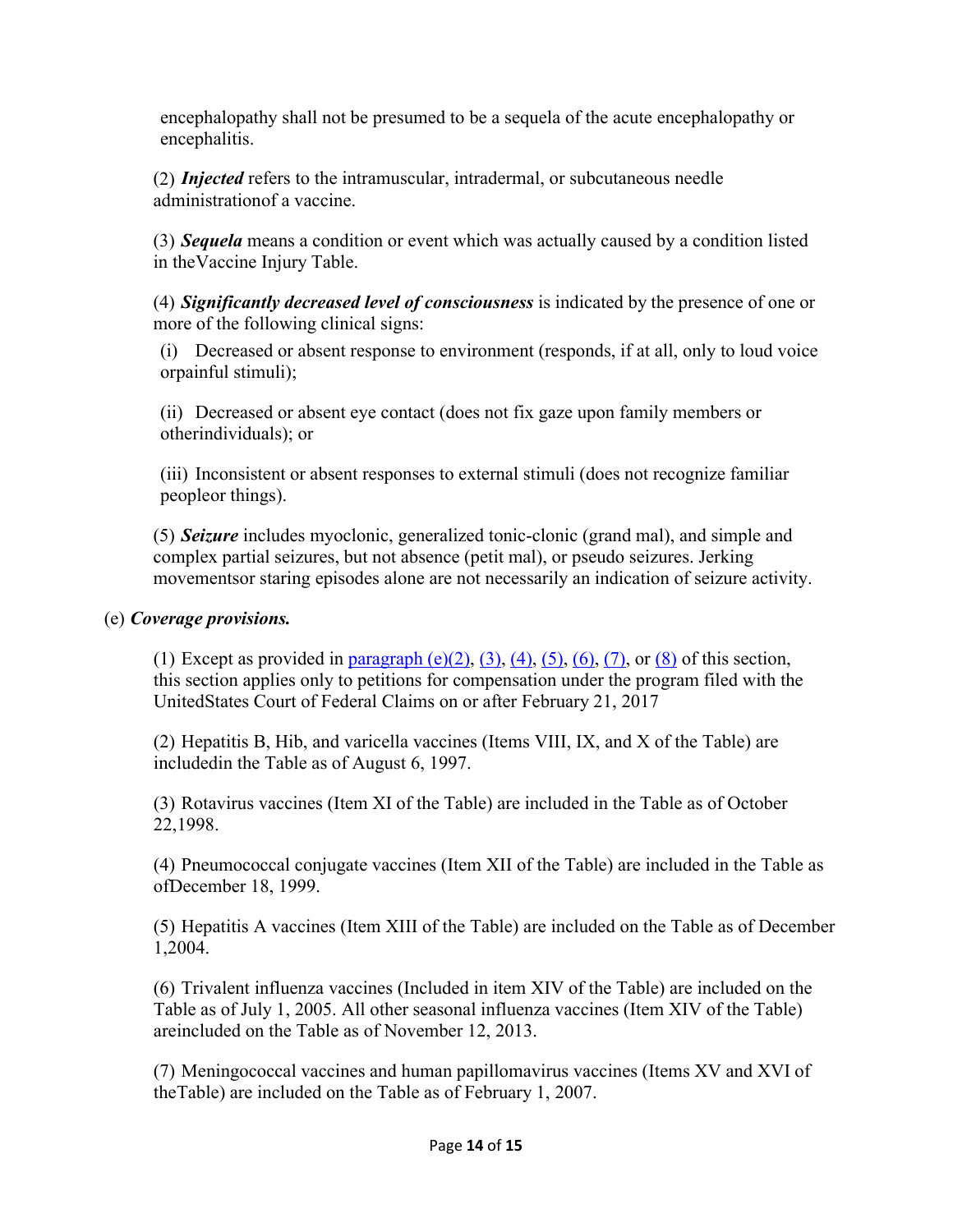encephalopathy shall not be presumed to be a sequela of the acute encephalopathy or encephalitis.

(2) ***Injected*** refers to the intramuscular, intradermal, or subcutaneous needle administrationof a vaccine.

(3) ***Sequela*** means a condition or event which was actually caused by a condition listed in theVaccine Injury Table.

(4) ***Significantly decreased level of consciousness*** is indicated by the presence of one or more of the following clinical signs:

(i) Decreased or absent response to environment (responds, if at all, only to loud voice orpainful stimuli);

(ii) Decreased or absent eye contact (does not fix gaze upon family members or otherindividuals); or

(iii) Inconsistent or absent responses to external stimuli (does not recognize familiar peopleor things).

(5) ***Seizure*** includes myoclonic, generalized tonic-clonic (grand mal), and simple and complex partial seizures, but not absence (petit mal), or pseudo seizures. Jerking movementsor staring episodes alone are not necessarily an indication of seizure activity.

(e) ***Coverage provisions.***

(1) Except as provided in paragraph (e)(2), (3), (4), (5), (6), (7), or (8) of this section, this section applies only to petitions for compensation under the program filed with the UnitedStates Court of Federal Claims on or after February 21, 2017

(2) Hepatitis B, Hib, and varicella vaccines (Items VIII, IX, and X of the Table) are includedin the Table as of August 6, 1997.

(3) Rotavirus vaccines (Item XI of the Table) are included in the Table as of October 22,1998.

(4) Pneumococcal conjugate vaccines (Item XII of the Table) are included in the Table as ofDecember 18, 1999.

(5) Hepatitis A vaccines (Item XIII of the Table) are included on the Table as of December 1,2004.

(6) Trivalent influenza vaccines (Included in item XIV of the Table) are included on the Table as of July 1, 2005. All other seasonal influenza vaccines (Item XIV of the Table) areincluded on the Table as of November 12, 2013.

(7) Meningococcal vaccines and human papillomavirus vaccines (Items XV and XVI of theTable) are included on the Table as of February 1, 2007.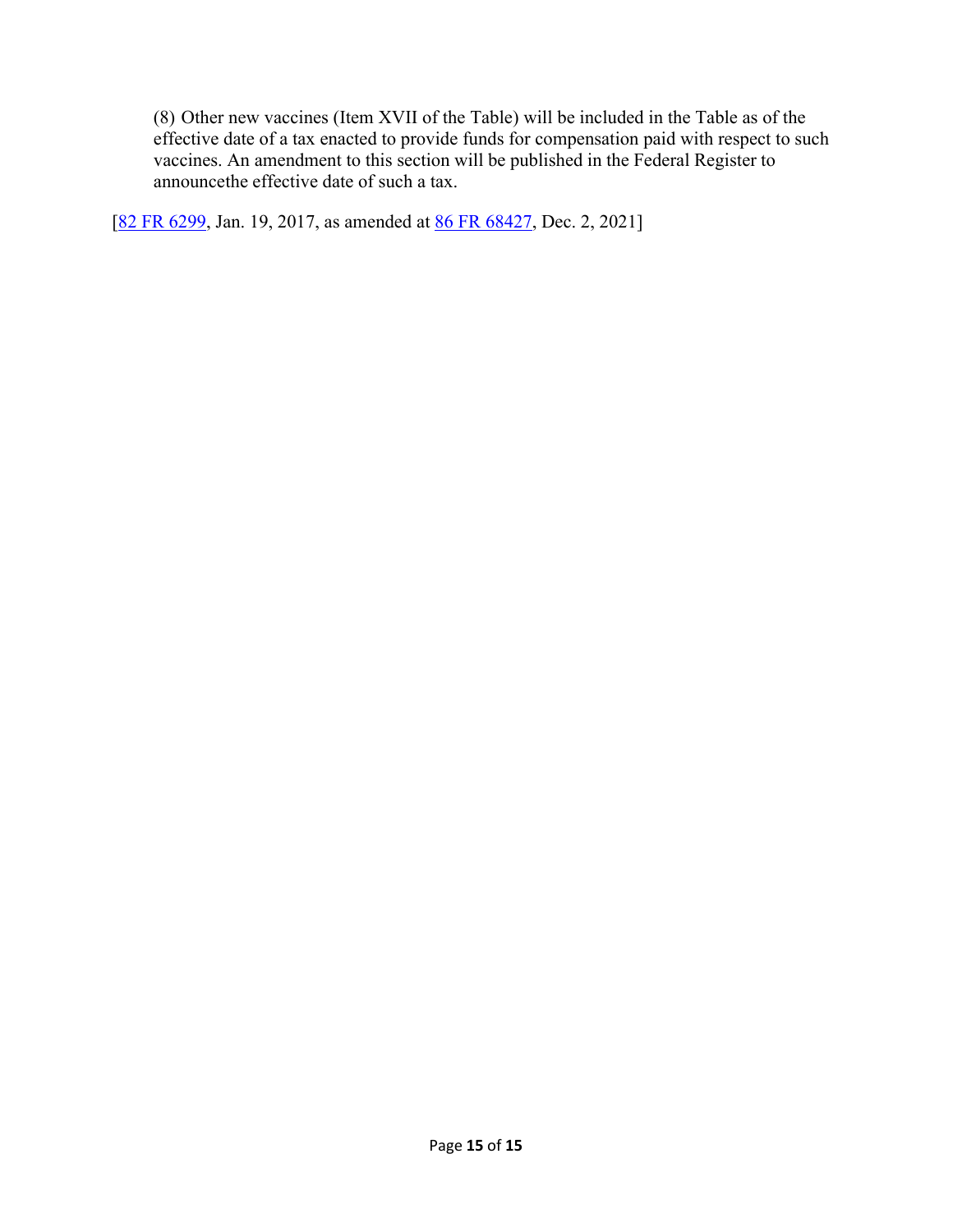(8) Other new vaccines (Item XVII of the Table) will be included in the Table as of the effective date of a tax enacted to provide funds for compensation paid with respect to such vaccines. An amendment to this section will be published in the Federal Register to announcethe effective date of such a tax.

[82 FR 6299, Jan. 19, 2017, as amended at 86 FR 68427, Dec. 2, 2021]